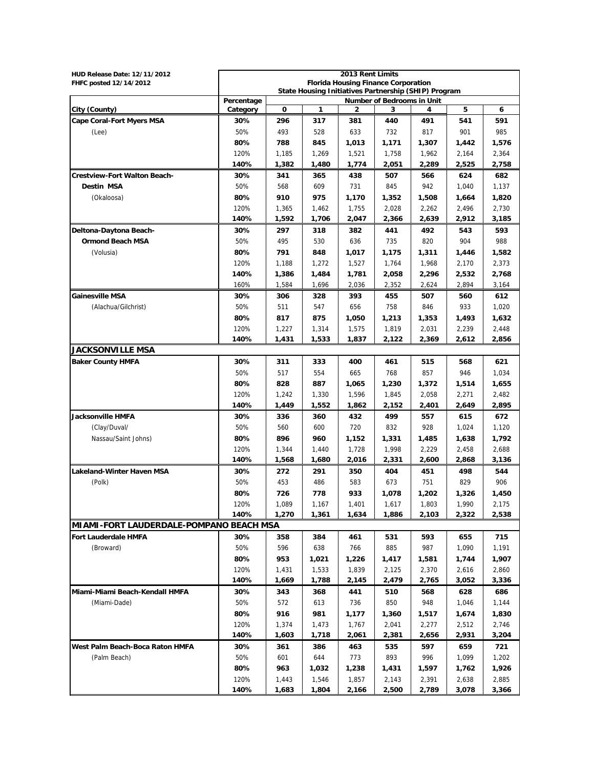| HUD Release Date: 12/11/2012 FHFC posted 12/14/2012 | 2013 Rent Limits Florida Housing Finance Corporation State Housing Initiatives Partnership (SHIP) Program | | | | | | | |
|---|---|---|---|---|---|---|---|---|
| | Percentage | Number of Bedrooms in Unit | | | | | | |
| City (County) | Category | 0 | 1 | 2 | 3 | 4 | 5 | 6 |
| **Cape Coral-Fort Myers MSA** | **30%** | **296** | **317** | **381** | **440** | **491** | **541** | **591** |
| (Lee) | 50% | 493 | 528 | 633 | 732 | 817 | 901 | 985 |
| | **80%** | **788** | **845** | **1,013** | **1,171** | **1,307** | **1,442** | **1,576** |
| | 120% | 1,185 | 1,269 | 1,521 | 1,758 | 1,962 | 2,164 | 2,364 |
| | **140%** | **1,382** | **1,480** | **1,774** | **2,051** | **2,289** | **2,525** | **2,758** |
| **Crestview-Fort Walton Beach- Destin MSA** | **30%** | **341** | **365** | **438** | **507** | **566** | **624** | **682** |
| | 50% | 568 | 609 | 731 | 845 | 942 | 1,040 | 1,137 |
| (Okaloosa) | **80%** | **910** | **975** | **1,170** | **1,352** | **1,508** | **1,664** | **1,820** |
| | 120% | 1,365 | 1,462 | 1,755 | 2,028 | 2,262 | 2,496 | 2,730 |
| | **140%** | **1,592** | **1,706** | **2,047** | **2,366** | **2,639** | **2,912** | **3,185** |
| **Deltona-Daytona Beach- Ormond Beach MSA** | **30%** | **297** | **318** | **382** | **441** | **492** | **543** | **593** |
| | 50% | 495 | 530 | 636 | 735 | 820 | 904 | 988 |
| (Volusia) | **80%** | **791** | **848** | **1,017** | **1,175** | **1,311** | **1,446** | **1,582** |
| | 120% | 1,188 | 1,272 | 1,527 | 1,764 | 1,968 | 2,170 | 2,373 |
| | **140%** | **1,386** | **1,484** | **1,781** | **2,058** | **2,296** | **2,532** | **2,768** |
| | 160% | 1,584 | 1,696 | 2,036 | 2,352 | 2,624 | 2,894 | 3,164 |
| **Gainesville MSA** | **30%** | **306** | **328** | **393** | **455** | **507** | **560** | **612** |
| (Alachua/Gilchrist) | 50% | 511 | 547 | 656 | 758 | 846 | 933 | 1,020 |
| | **80%** | **817** | **875** | **1,050** | **1,213** | **1,353** | **1,493** | **1,632** |
| | 120% | 1,227 | 1,314 | 1,575 | 1,819 | 2,031 | 2,239 | 2,448 |
| | **140%** | **1,431** | **1,533** | **1,837** | **2,122** | **2,369** | **2,612** | **2,856** |
| **JACKSONVILLE MSA** | | | | | | | | |
| **Baker County HMFA** | **30%** | **311** | **333** | **400** | **461** | **515** | **568** | **621** |
| | 50% | 517 | 554 | 665 | 768 | 857 | 946 | 1,034 |
| | **80%** | **828** | **887** | **1,065** | **1,230** | **1,372** | **1,514** | **1,655** |
| | 120% | 1,242 | 1,330 | 1,596 | 1,845 | 2,058 | 2,271 | 2,482 |
| | **140%** | **1,449** | **1,552** | **1,862** | **2,152** | **2,401** | **2,649** | **2,895** |
| **Jacksonville HMFA** | **30%** | **336** | **360** | **432** | **499** | **557** | **615** | **672** |
| (Clay/Duval/ | 50% | 560 | 600 | 720 | 832 | 928 | 1,024 | 1,120 |
| Nassau/Saint Johns) | **80%** | **896** | **960** | **1,152** | **1,331** | **1,485** | **1,638** | **1,792** |
| | 120% | 1,344 | 1,440 | 1,728 | 1,998 | 2,229 | 2,458 | 2,688 |
| | **140%** | **1,568** | **1,680** | **2,016** | **2,331** | **2,600** | **2,868** | **3,136** |
| **Lakeland-Winter Haven MSA** | **30%** | **272** | **291** | **350** | **404** | **451** | **498** | **544** |
| (Polk) | 50% | 453 | 486 | 583 | 673 | 751 | 829 | 906 |
| | **80%** | **726** | **778** | **933** | **1,078** | **1,202** | **1,326** | **1,450** |
| | 120% | 1,089 | 1,167 | 1,401 | 1,617 | 1,803 | 1,990 | 2,175 |
| | **140%** | **1,270** | **1,361** | **1,634** | **1,886** | **2,103** | **2,322** | **2,538** |
| **MIAMI-FORT LAUDERDALE-POMPANO BEACH MSA** | | | | | | | | |
| **Fort Lauderdale HMFA** | **30%** | **358** | **384** | **461** | **531** | **593** | **655** | **715** |
| (Broward) | 50% | 596 | 638 | 766 | 885 | 987 | 1,090 | 1,191 |
| | **80%** | **953** | **1,021** | **1,226** | **1,417** | **1,581** | **1,744** | **1,907** |
| | 120% | 1,431 | 1,533 | 1,839 | 2,125 | 2,370 | 2,616 | 2,860 |
| | **140%** | **1,669** | **1,788** | **2,145** | **2,479** | **2,765** | **3,052** | **3,336** |
| **Miami-Miami Beach-Kendall HMFA** | **30%** | **343** | **368** | **441** | **510** | **568** | **628** | **686** |
| (Miami-Dade) | 50% | 572 | 613 | 736 | 850 | 948 | 1,046 | 1,144 |
| | **80%** | **916** | **981** | **1,177** | **1,360** | **1,517** | **1,674** | **1,830** |
| | 120% | 1,374 | 1,473 | 1,767 | 2,041 | 2,277 | 2,512 | 2,746 |
| | **140%** | **1,603** | **1,718** | **2,061** | **2,381** | **2,656** | **2,931** | **3,204** |
| **West Palm Beach-Boca Raton HMFA** | **30%** | **361** | **386** | **463** | **535** | **597** | **659** | **721** |
| (Palm Beach) | 50% | 601 | 644 | 773 | 893 | 996 | 1,099 | 1,202 |
| | **80%** | **963** | **1,032** | **1,238** | **1,431** | **1,597** | **1,762** | **1,926** |
| | 120% | 1,443 | 1,546 | 1,857 | 2,143 | 2,391 | 2,638 | 2,885 |
| | **140%** | **1,683** | **1,804** | **2,166** | **2,500** | **2,789** | **3,078** | **3,366** |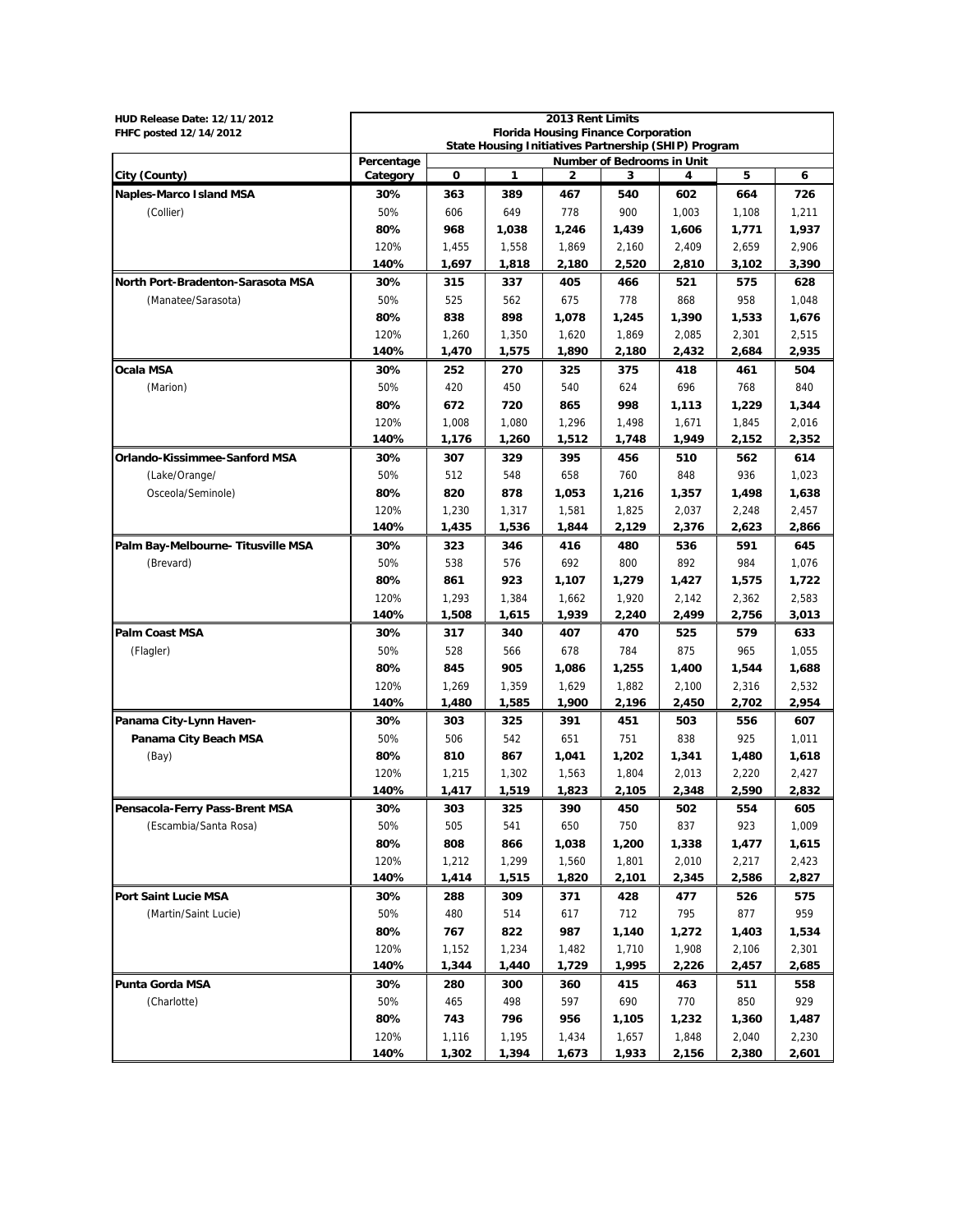| HUD Release Date: 12/11/2012<br>FHFC posted 12/14/2012 | 2013 Rent Limits<br>Florida Housing Finance Corporation<br>State Housing Initiatives Partnership (SHIP) Program | | | | | | | |
|---|---|---|---|---|---|---|---|---|
| | Percentage | Number of Bedrooms in Unit | | | | | | |
| City (County) | Category | 0 | 1 | 2 | 3 | 4 | 5 | 6 |
| **Naples-Marco Island MSA** | **30%** | **363** | **389** | **467** | **540** | **602** | **664** | **726** |
| (Collier) | 50% | 606 | 649 | 778 | 900 | 1,003 | 1,108 | 1,211 |
| | **80%** | **968** | **1,038** | **1,246** | **1,439** | **1,606** | **1,771** | **1,937** |
| | 120% | 1,455 | 1,558 | 1,869 | 2,160 | 2,409 | 2,659 | 2,906 |
| | **140%** | **1,697** | **1,818** | **2,180** | **2,520** | **2,810** | **3,102** | **3,390** |
| **North Port-Bradenton-Sarasota MSA** | **30%** | **315** | **337** | **405** | **466** | **521** | **575** | **628** |
| (Manatee/Sarasota) | 50% | 525 | 562 | 675 | 778 | 868 | 958 | 1,048 |
| | **80%** | **838** | **898** | **1,078** | **1,245** | **1,390** | **1,533** | **1,676** |
| | 120% | 1,260 | 1,350 | 1,620 | 1,869 | 2,085 | 2,301 | 2,515 |
| | **140%** | **1,470** | **1,575** | **1,890** | **2,180** | **2,432** | **2,684** | **2,935** |
| **Ocala MSA** | **30%** | **252** | **270** | **325** | **375** | **418** | **461** | **504** |
| (Marion) | 50% | 420 | 450 | 540 | 624 | 696 | 768 | 840 |
| | **80%** | **672** | **720** | **865** | **998** | **1,113** | **1,229** | **1,344** |
| | 120% | 1,008 | 1,080 | 1,296 | 1,498 | 1,671 | 1,845 | 2,016 |
| | **140%** | **1,176** | **1,260** | **1,512** | **1,748** | **1,949** | **2,152** | **2,352** |
| **Orlando-Kissimmee-Sanford MSA** | **30%** | **307** | **329** | **395** | **456** | **510** | **562** | **614** |
| (Lake/Orange/ | 50% | 512 | 548 | 658 | 760 | 848 | 936 | 1,023 |
| Osceola/Seminole) | **80%** | **820** | **878** | **1,053** | **1,216** | **1,357** | **1,498** | **1,638** |
| | 120% | 1,230 | 1,317 | 1,581 | 1,825 | 2,037 | 2,248 | 2,457 |
| | **140%** | **1,435** | **1,536** | **1,844** | **2,129** | **2,376** | **2,623** | **2,866** |
| **Palm Bay-Melbourne- Titusville MSA** | **30%** | **323** | **346** | **416** | **480** | **536** | **591** | **645** |
| (Brevard) | 50% | 538 | 576 | 692 | 800 | 892 | 984 | 1,076 |
| | **80%** | **861** | **923** | **1,107** | **1,279** | **1,427** | **1,575** | **1,722** |
| | 120% | 1,293 | 1,384 | 1,662 | 1,920 | 2,142 | 2,362 | 2,583 |
| | **140%** | **1,508** | **1,615** | **1,939** | **2,240** | **2,499** | **2,756** | **3,013** |
| **Palm Coast MSA** | **30%** | **317** | **340** | **407** | **470** | **525** | **579** | **633** |
| (Flagler) | 50% | 528 | 566 | 678 | 784 | 875 | 965 | 1,055 |
| | **80%** | **845** | **905** | **1,086** | **1,255** | **1,400** | **1,544** | **1,688** |
| | 120% | 1,269 | 1,359 | 1,629 | 1,882 | 2,100 | 2,316 | 2,532 |
| | **140%** | **1,480** | **1,585** | **1,900** | **2,196** | **2,450** | **2,702** | **2,954** |
| **Panama City-Lynn Haven-** | **30%** | **303** | **325** | **391** | **451** | **503** | **556** | **607** |
| **Panama City Beach MSA** | 50% | 506 | 542 | 651 | 751 | 838 | 925 | 1,011 |
| (Bay) | **80%** | **810** | **867** | **1,041** | **1,202** | **1,341** | **1,480** | **1,618** |
| | 120% | 1,215 | 1,302 | 1,563 | 1,804 | 2,013 | 2,220 | 2,427 |
| | **140%** | **1,417** | **1,519** | **1,823** | **2,105** | **2,348** | **2,590** | **2,832** |
| **Pensacola-Ferry Pass-Brent MSA** | **30%** | **303** | **325** | **390** | **450** | **502** | **554** | **605** |
| (Escambia/Santa Rosa) | 50% | 505 | 541 | 650 | 750 | 837 | 923 | 1,009 |
| | **80%** | **808** | **866** | **1,038** | **1,200** | **1,338** | **1,477** | **1,615** |
| | 120% | 1,212 | 1,299 | 1,560 | 1,801 | 2,010 | 2,217 | 2,423 |
| | **140%** | **1,414** | **1,515** | **1,820** | **2,101** | **2,345** | **2,586** | **2,827** |
| **Port Saint Lucie MSA** | **30%** | **288** | **309** | **371** | **428** | **477** | **526** | **575** |
| (Martin/Saint Lucie) | 50% | 480 | 514 | 617 | 712 | 795 | 877 | 959 |
| | **80%** | **767** | **822** | **987** | **1,140** | **1,272** | **1,403** | **1,534** |
| | 120% | 1,152 | 1,234 | 1,482 | 1,710 | 1,908 | 2,106 | 2,301 |
| | **140%** | **1,344** | **1,440** | **1,729** | **1,995** | **2,226** | **2,457** | **2,685** |
| **Punta Gorda MSA** | **30%** | **280** | **300** | **360** | **415** | **463** | **511** | **558** |
| (Charlotte) | 50% | 465 | 498 | 597 | 690 | 770 | 850 | 929 |
| | **80%** | **743** | **796** | **956** | **1,105** | **1,232** | **1,360** | **1,487** |
| | 120% | 1,116 | 1,195 | 1,434 | 1,657 | 1,848 | 2,040 | 2,230 |
| | **140%** | **1,302** | **1,394** | **1,673** | **1,933** | **2,156** | **2,380** | **2,601** |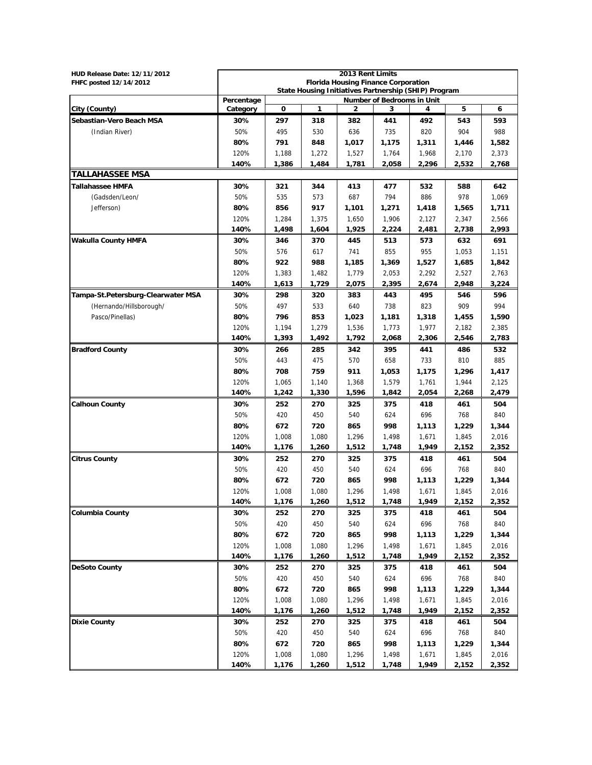HUD Release Date: 12/11/2012
FHFC posted 12/14/2012

**2013 Rent Limits**
**Florida Housing Finance Corporation**
**State Housing Initiatives Partnership (SHIP) Program**

| City (County) | Percentage Category | Number of Bedrooms in Unit 0 | 1 | 2 | 3 | 4 | 5 | 6 |
|---|---|---|---|---|---|---|---|---|
| **Sebastian-Vero Beach MSA** | **30%** | **297** | **318** | **382** | **441** | **492** | **543** | **593** |
| (Indian River) | 50% | 495 | 530 | 636 | 735 | 820 | 904 | 988 |
| | **80%** | **791** | **848** | **1,017** | **1,175** | **1,311** | **1,446** | **1,582** |
| | 120% | 1,188 | 1,272 | 1,527 | 1,764 | 1,968 | 2,170 | 2,373 |
| | **140%** | **1,386** | **1,484** | **1,781** | **2,058** | **2,296** | **2,532** | **2,768** |
| **TALLAHASSEE MSA** | | | | | | | | |
| **Tallahassee HMFA** | **30%** | **321** | **344** | **413** | **477** | **532** | **588** | **642** |
| (Gadsden/Leon/ | 50% | 535 | 573 | 687 | 794 | 886 | 978 | 1,069 |
| Jefferson) | **80%** | **856** | **917** | **1,101** | **1,271** | **1,418** | **1,565** | **1,711** |
| | 120% | 1,284 | 1,375 | 1,650 | 1,906 | 2,127 | 2,347 | 2,566 |
| | **140%** | **1,498** | **1,604** | **1,925** | **2,224** | **2,481** | **2,738** | **2,993** |
| **Wakulla County HMFA** | **30%** | **346** | **370** | **445** | **513** | **573** | **632** | **691** |
| | 50% | 576 | 617 | 741 | 855 | 955 | 1,053 | 1,151 |
| | **80%** | **922** | **988** | **1,185** | **1,369** | **1,527** | **1,685** | **1,842** |
| | 120% | 1,383 | 1,482 | 1,779 | 2,053 | 2,292 | 2,527 | 2,763 |
| | **140%** | **1,613** | **1,729** | **2,075** | **2,395** | **2,674** | **2,948** | **3,224** |
| **Tampa-St.Petersburg-Clearwater MSA** | **30%** | **298** | **320** | **383** | **443** | **495** | **546** | **596** |
| (Hernando/Hillsborough/ | 50% | 497 | 533 | 640 | 738 | 823 | 909 | 994 |
| Pasco/Pinellas) | **80%** | **796** | **853** | **1,023** | **1,181** | **1,318** | **1,455** | **1,590** |
| | 120% | 1,194 | 1,279 | 1,536 | 1,773 | 1,977 | 2,182 | 2,385 |
| | **140%** | **1,393** | **1,492** | **1,792** | **2,068** | **2,306** | **2,546** | **2,783** |
| **Bradford County** | **30%** | **266** | **285** | **342** | **395** | **441** | **486** | **532** |
| | 50% | 443 | 475 | 570 | 658 | 733 | 810 | 885 |
| | **80%** | **708** | **759** | **911** | **1,053** | **1,175** | **1,296** | **1,417** |
| | 120% | 1,065 | 1,140 | 1,368 | 1,579 | 1,761 | 1,944 | 2,125 |
| | **140%** | **1,242** | **1,330** | **1,596** | **1,842** | **2,054** | **2,268** | **2,479** |
| **Calhoun County** | **30%** | **252** | **270** | **325** | **375** | **418** | **461** | **504** |
| | 50% | 420 | 450 | 540 | 624 | 696 | 768 | 840 |
| | **80%** | **672** | **720** | **865** | **998** | **1,113** | **1,229** | **1,344** |
| | 120% | 1,008 | 1,080 | 1,296 | 1,498 | 1,671 | 1,845 | 2,016 |
| | **140%** | **1,176** | **1,260** | **1,512** | **1,748** | **1,949** | **2,152** | **2,352** |
| **Citrus County** | **30%** | **252** | **270** | **325** | **375** | **418** | **461** | **504** |
| | 50% | 420 | 450 | 540 | 624 | 696 | 768 | 840 |
| | **80%** | **672** | **720** | **865** | **998** | **1,113** | **1,229** | **1,344** |
| | 120% | 1,008 | 1,080 | 1,296 | 1,498 | 1,671 | 1,845 | 2,016 |
| | **140%** | **1,176** | **1,260** | **1,512** | **1,748** | **1,949** | **2,152** | **2,352** |
| **Columbia County** | **30%** | **252** | **270** | **325** | **375** | **418** | **461** | **504** |
| | 50% | 420 | 450 | 540 | 624 | 696 | 768 | 840 |
| | **80%** | **672** | **720** | **865** | **998** | **1,113** | **1,229** | **1,344** |
| | 120% | 1,008 | 1,080 | 1,296 | 1,498 | 1,671 | 1,845 | 2,016 |
| | **140%** | **1,176** | **1,260** | **1,512** | **1,748** | **1,949** | **2,152** | **2,352** |
| **DeSoto County** | **30%** | **252** | **270** | **325** | **375** | **418** | **461** | **504** |
| | 50% | 420 | 450 | 540 | 624 | 696 | 768 | 840 |
| | **80%** | **672** | **720** | **865** | **998** | **1,113** | **1,229** | **1,344** |
| | 120% | 1,008 | 1,080 | 1,296 | 1,498 | 1,671 | 1,845 | 2,016 |
| | **140%** | **1,176** | **1,260** | **1,512** | **1,748** | **1,949** | **2,152** | **2,352** |
| **Dixie County** | **30%** | **252** | **270** | **325** | **375** | **418** | **461** | **504** |
| | 50% | 420 | 450 | 540 | 624 | 696 | 768 | 840 |
| | **80%** | **672** | **720** | **865** | **998** | **1,113** | **1,229** | **1,344** |
| | 120% | 1,008 | 1,080 | 1,296 | 1,498 | 1,671 | 1,845 | 2,016 |
| | **140%** | **1,176** | **1,260** | **1,512** | **1,748** | **1,949** | **2,152** | **2,352** |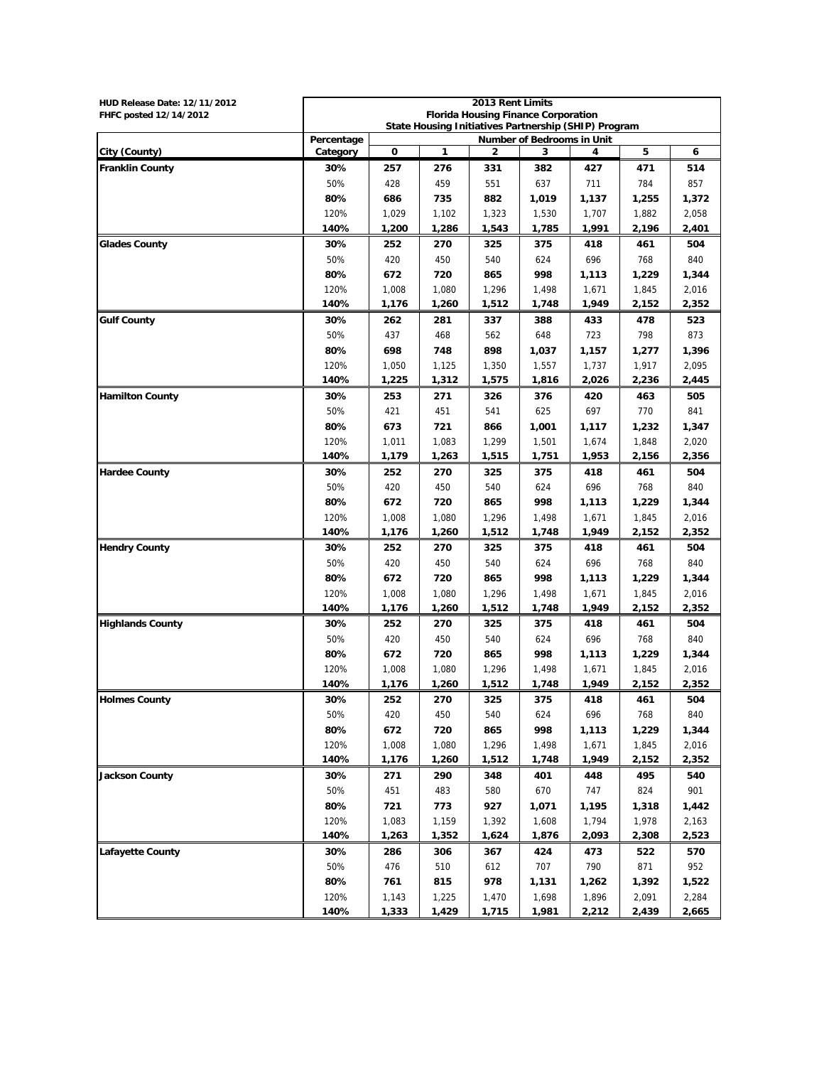| HUD Release Date: 12/11/2012<br>FHFC posted 12/14/2012 | 2013 Rent Limits<br>Florida Housing Finance Corporation<br>State Housing Initiatives Partnership (SHIP) Program | | | | | | | |
|---|---|---|---|---|---|---|---|---|
| | Percentage | Number of Bedrooms in Unit | | | | | | |
| City (County) | Category | 0 | 1 | 2 | 3 | 4 | 5 | 6 |
| **Franklin County** | **30%** | **257** | **276** | **331** | **382** | **427** | **471** | **514** |
| | 50% | 428 | 459 | 551 | 637 | 711 | 784 | 857 |
| | **80%** | **686** | **735** | **882** | **1,019** | **1,137** | **1,255** | **1,372** |
| | 120% | 1,029 | 1,102 | 1,323 | 1,530 | 1,707 | 1,882 | 2,058 |
| | **140%** | **1,200** | **1,286** | **1,543** | **1,785** | **1,991** | **2,196** | **2,401** |
| **Glades County** | **30%** | **252** | **270** | **325** | **375** | **418** | **461** | **504** |
| | 50% | 420 | 450 | 540 | 624 | 696 | 768 | 840 |
| | **80%** | **672** | **720** | **865** | **998** | **1,113** | **1,229** | **1,344** |
| | 120% | 1,008 | 1,080 | 1,296 | 1,498 | 1,671 | 1,845 | 2,016 |
| | **140%** | **1,176** | **1,260** | **1,512** | **1,748** | **1,949** | **2,152** | **2,352** |
| **Gulf County** | **30%** | **262** | **281** | **337** | **388** | **433** | **478** | **523** |
| | 50% | 437 | 468 | 562 | 648 | 723 | 798 | 873 |
| | **80%** | **698** | **748** | **898** | **1,037** | **1,157** | **1,277** | **1,396** |
| | 120% | 1,050 | 1,125 | 1,350 | 1,557 | 1,737 | 1,917 | 2,095 |
| | **140%** | **1,225** | **1,312** | **1,575** | **1,816** | **2,026** | **2,236** | **2,445** |
| **Hamilton County** | **30%** | **253** | **271** | **326** | **376** | **420** | **463** | **505** |
| | 50% | 421 | 451 | 541 | 625 | 697 | 770 | 841 |
| | **80%** | **673** | **721** | **866** | **1,001** | **1,117** | **1,232** | **1,347** |
| | 120% | 1,011 | 1,083 | 1,299 | 1,501 | 1,674 | 1,848 | 2,020 |
| | **140%** | **1,179** | **1,263** | **1,515** | **1,751** | **1,953** | **2,156** | **2,356** |
| **Hardee County** | **30%** | **252** | **270** | **325** | **375** | **418** | **461** | **504** |
| | 50% | 420 | 450 | 540 | 624 | 696 | 768 | 840 |
| | **80%** | **672** | **720** | **865** | **998** | **1,113** | **1,229** | **1,344** |
| | 120% | 1,008 | 1,080 | 1,296 | 1,498 | 1,671 | 1,845 | 2,016 |
| | **140%** | **1,176** | **1,260** | **1,512** | **1,748** | **1,949** | **2,152** | **2,352** |
| **Hendry County** | **30%** | **252** | **270** | **325** | **375** | **418** | **461** | **504** |
| | 50% | 420 | 450 | 540 | 624 | 696 | 768 | 840 |
| | **80%** | **672** | **720** | **865** | **998** | **1,113** | **1,229** | **1,344** |
| | 120% | 1,008 | 1,080 | 1,296 | 1,498 | 1,671 | 1,845 | 2,016 |
| | **140%** | **1,176** | **1,260** | **1,512** | **1,748** | **1,949** | **2,152** | **2,352** |
| **Highlands County** | **30%** | **252** | **270** | **325** | **375** | **418** | **461** | **504** |
| | 50% | 420 | 450 | 540 | 624 | 696 | 768 | 840 |
| | **80%** | **672** | **720** | **865** | **998** | **1,113** | **1,229** | **1,344** |
| | 120% | 1,008 | 1,080 | 1,296 | 1,498 | 1,671 | 1,845 | 2,016 |
| | **140%** | **1,176** | **1,260** | **1,512** | **1,748** | **1,949** | **2,152** | **2,352** |
| **Holmes County** | **30%** | **252** | **270** | **325** | **375** | **418** | **461** | **504** |
| | 50% | 420 | 450 | 540 | 624 | 696 | 768 | 840 |
| | **80%** | **672** | **720** | **865** | **998** | **1,113** | **1,229** | **1,344** |
| | 120% | 1,008 | 1,080 | 1,296 | 1,498 | 1,671 | 1,845 | 2,016 |
| | **140%** | **1,176** | **1,260** | **1,512** | **1,748** | **1,949** | **2,152** | **2,352** |
| **Jackson County** | **30%** | **271** | **290** | **348** | **401** | **448** | **495** | **540** |
| | 50% | 451 | 483 | 580 | 670 | 747 | 824 | 901 |
| | **80%** | **721** | **773** | **927** | **1,071** | **1,195** | **1,318** | **1,442** |
| | 120% | 1,083 | 1,159 | 1,392 | 1,608 | 1,794 | 1,978 | 2,163 |
| | **140%** | **1,263** | **1,352** | **1,624** | **1,876** | **2,093** | **2,308** | **2,523** |
| **Lafayette County** | **30%** | **286** | **306** | **367** | **424** | **473** | **522** | **570** |
| | 50% | 476 | 510 | 612 | 707 | 790 | 871 | 952 |
| | **80%** | **761** | **815** | **978** | **1,131** | **1,262** | **1,392** | **1,522** |
| | 120% | 1,143 | 1,225 | 1,470 | 1,698 | 1,896 | 2,091 | 2,284 |
| | **140%** | **1,333** | **1,429** | **1,715** | **1,981** | **2,212** | **2,439** | **2,665** |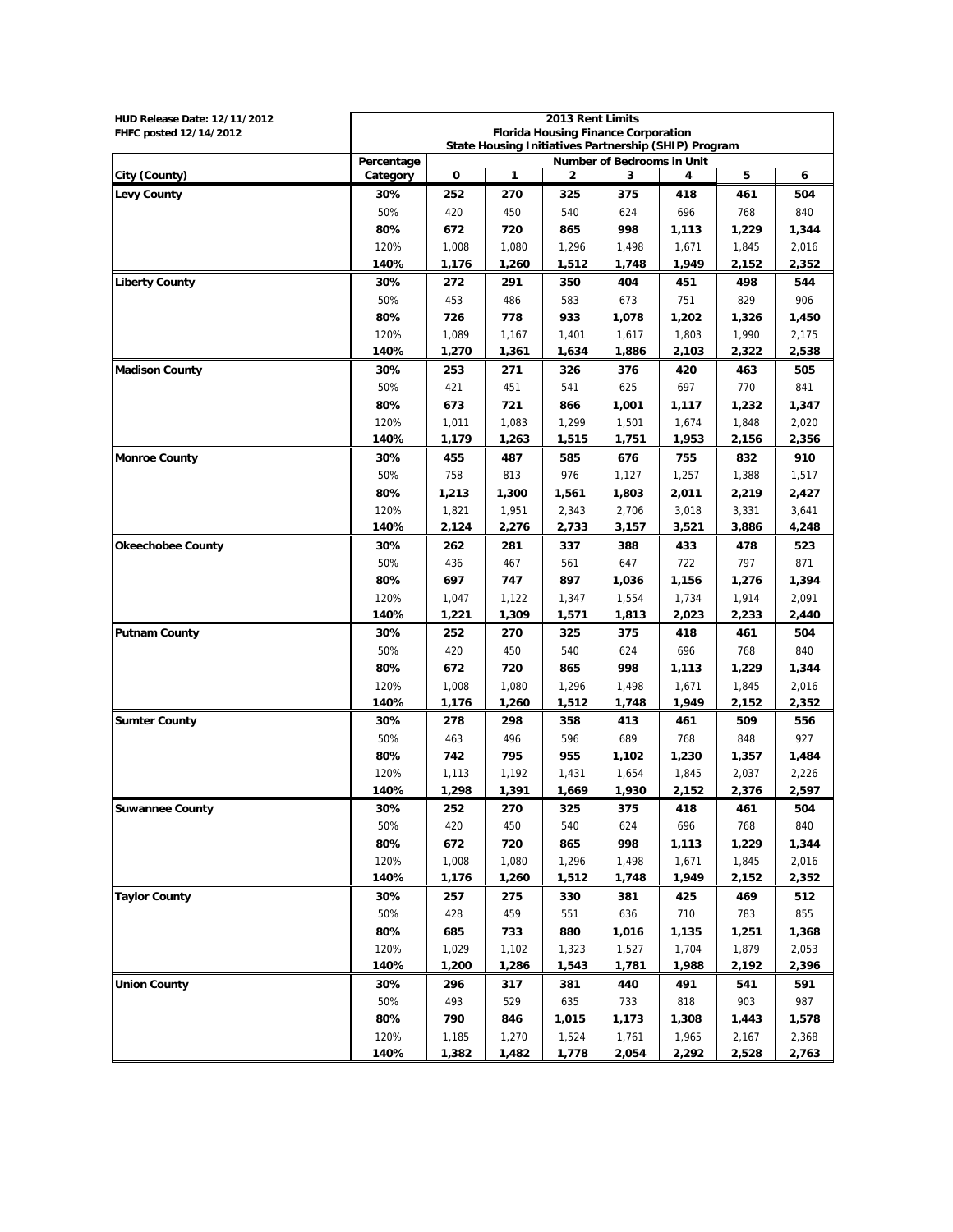HUD Release Date: 12/11/2012
FHFC posted 12/14/2012

| | 2013 Rent Limits<br>Florida Housing Finance Corporation<br>State Housing Initiatives Partnership (SHIP) Program | | | | | | | |
|---|---|---|---|---|---|---|---|---|
| | Percentage | Number of Bedrooms in Unit | | | | | | |
| City (County) | Category | 0 | 1 | 2 | 3 | 4 | 5 | 6 |
| **Levy County** | **30%** | **252** | **270** | **325** | **375** | **418** | **461** | **504** |
| | 50% | 420 | 450 | 540 | 624 | 696 | 768 | 840 |
| | **80%** | **672** | **720** | **865** | **998** | **1,113** | **1,229** | **1,344** |
| | 120% | 1,008 | 1,080 | 1,296 | 1,498 | 1,671 | 1,845 | 2,016 |
| | **140%** | **1,176** | **1,260** | **1,512** | **1,748** | **1,949** | **2,152** | **2,352** |
| **Liberty County** | **30%** | **272** | **291** | **350** | **404** | **451** | **498** | **544** |
| | 50% | 453 | 486 | 583 | 673 | 751 | 829 | 906 |
| | **80%** | **726** | **778** | **933** | **1,078** | **1,202** | **1,326** | **1,450** |
| | 120% | 1,089 | 1,167 | 1,401 | 1,617 | 1,803 | 1,990 | 2,175 |
| | **140%** | **1,270** | **1,361** | **1,634** | **1,886** | **2,103** | **2,322** | **2,538** |
| **Madison County** | **30%** | **253** | **271** | **326** | **376** | **420** | **463** | **505** |
| | 50% | 421 | 451 | 541 | 625 | 697 | 770 | 841 |
| | **80%** | **673** | **721** | **866** | **1,001** | **1,117** | **1,232** | **1,347** |
| | 120% | 1,011 | 1,083 | 1,299 | 1,501 | 1,674 | 1,848 | 2,020 |
| | **140%** | **1,179** | **1,263** | **1,515** | **1,751** | **1,953** | **2,156** | **2,356** |
| **Monroe County** | **30%** | **455** | **487** | **585** | **676** | **755** | **832** | **910** |
| | 50% | 758 | 813 | 976 | 1,127 | 1,257 | 1,388 | 1,517 |
| | **80%** | **1,213** | **1,300** | **1,561** | **1,803** | **2,011** | **2,219** | **2,427** |
| | 120% | 1,821 | 1,951 | 2,343 | 2,706 | 3,018 | 3,331 | 3,641 |
| | **140%** | **2,124** | **2,276** | **2,733** | **3,157** | **3,521** | **3,886** | **4,248** |
| **Okeechobee County** | **30%** | **262** | **281** | **337** | **388** | **433** | **478** | **523** |
| | 50% | 436 | 467 | 561 | 647 | 722 | 797 | 871 |
| | **80%** | **697** | **747** | **897** | **1,036** | **1,156** | **1,276** | **1,394** |
| | 120% | 1,047 | 1,122 | 1,347 | 1,554 | 1,734 | 1,914 | 2,091 |
| | **140%** | **1,221** | **1,309** | **1,571** | **1,813** | **2,023** | **2,233** | **2,440** |
| **Putnam County** | **30%** | **252** | **270** | **325** | **375** | **418** | **461** | **504** |
| | 50% | 420 | 450 | 540 | 624 | 696 | 768 | 840 |
| | **80%** | **672** | **720** | **865** | **998** | **1,113** | **1,229** | **1,344** |
| | 120% | 1,008 | 1,080 | 1,296 | 1,498 | 1,671 | 1,845 | 2,016 |
| | **140%** | **1,176** | **1,260** | **1,512** | **1,748** | **1,949** | **2,152** | **2,352** |
| **Sumter County** | **30%** | **278** | **298** | **358** | **413** | **461** | **509** | **556** |
| | 50% | 463 | 496 | 596 | 689 | 768 | 848 | 927 |
| | **80%** | **742** | **795** | **955** | **1,102** | **1,230** | **1,357** | **1,484** |
| | 120% | 1,113 | 1,192 | 1,431 | 1,654 | 1,845 | 2,037 | 2,226 |
| | **140%** | **1,298** | **1,391** | **1,669** | **1,930** | **2,152** | **2,376** | **2,597** |
| **Suwannee County** | **30%** | **252** | **270** | **325** | **375** | **418** | **461** | **504** |
| | 50% | 420 | 450 | 540 | 624 | 696 | 768 | 840 |
| | **80%** | **672** | **720** | **865** | **998** | **1,113** | **1,229** | **1,344** |
| | 120% | 1,008 | 1,080 | 1,296 | 1,498 | 1,671 | 1,845 | 2,016 |
| | **140%** | **1,176** | **1,260** | **1,512** | **1,748** | **1,949** | **2,152** | **2,352** |
| **Taylor County** | **30%** | **257** | **275** | **330** | **381** | **425** | **469** | **512** |
| | 50% | 428 | 459 | 551 | 636 | 710 | 783 | 855 |
| | **80%** | **685** | **733** | **880** | **1,016** | **1,135** | **1,251** | **1,368** |
| | 120% | 1,029 | 1,102 | 1,323 | 1,527 | 1,704 | 1,879 | 2,053 |
| | **140%** | **1,200** | **1,286** | **1,543** | **1,781** | **1,988** | **2,192** | **2,396** |
| **Union County** | **30%** | **296** | **317** | **381** | **440** | **491** | **541** | **591** |
| | 50% | 493 | 529 | 635 | 733 | 818 | 903 | 987 |
| | **80%** | **790** | **846** | **1,015** | **1,173** | **1,308** | **1,443** | **1,578** |
| | 120% | 1,185 | 1,270 | 1,524 | 1,761 | 1,965 | 2,167 | 2,368 |
| | **140%** | **1,382** | **1,482** | **1,778** | **2,054** | **2,292** | **2,528** | **2,763** |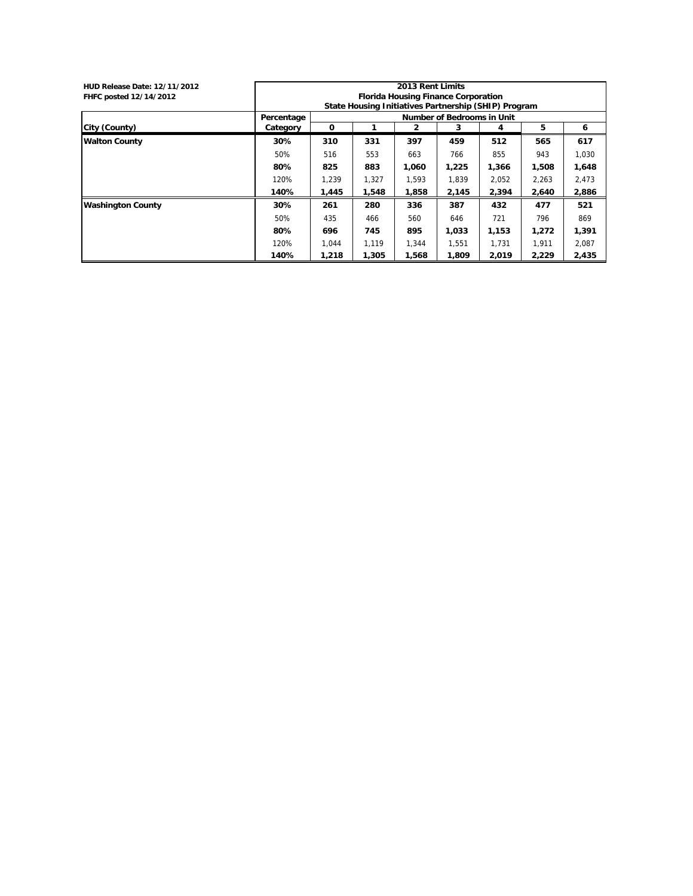| HUD Release Date: 12/11/2012<br>FHFC posted 12/14/2012 | 2013 Rent Limits<br>Florida Housing Finance Corporation<br>State Housing Initiatives Partnership (SHIP) Program | | | | | | | |
|---|---|---|---|---|---|---|---|---|
| | Percentage | Number of Bedrooms in Unit | | | | | | |
| **City (County)** | **Category** | **0** | **1** | **2** | **3** | **4** | **5** | **6** |
| **Walton County** | **30%** | **310** | **331** | **397** | **459** | **512** | **565** | **617** |
| | 50% | 516 | 553 | 663 | 766 | 855 | 943 | 1,030 |
| | **80%** | **825** | **883** | **1,060** | **1,225** | **1,366** | **1,508** | **1,648** |
| | 120% | 1,239 | 1,327 | 1,593 | 1,839 | 2,052 | 2,263 | 2,473 |
| | **140%** | **1,445** | **1,548** | **1,858** | **2,145** | **2,394** | **2,640** | **2,886** |
| **Washington County** | **30%** | **261** | **280** | **336** | **387** | **432** | **477** | **521** |
| | 50% | 435 | 466 | 560 | 646 | 721 | 796 | 869 |
| | **80%** | **696** | **745** | **895** | **1,033** | **1,153** | **1,272** | **1,391** |
| | 120% | 1,044 | 1,119 | 1,344 | 1,551 | 1,731 | 1,911 | 2,087 |
| | **140%** | **1,218** | **1,305** | **1,568** | **1,809** | **2,019** | **2,229** | **2,435** |